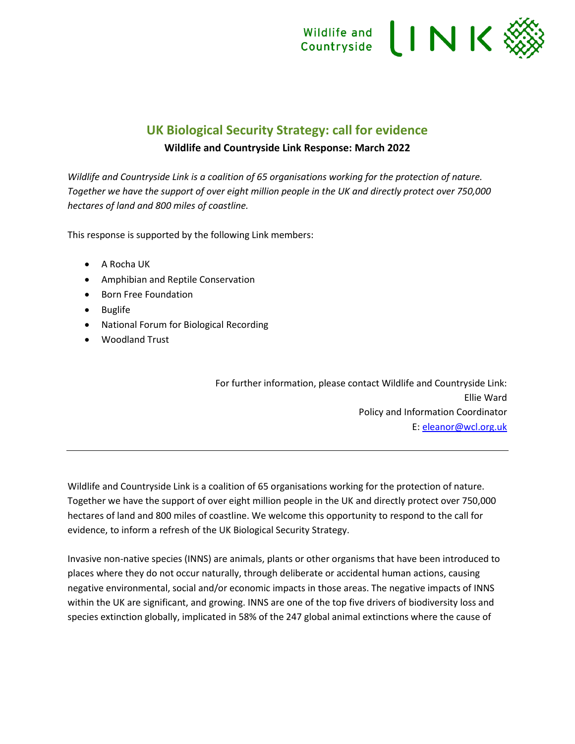# UK Biological Security Strategy: call for evidence

**Wildlife and Countryside Link Response: March 2022**

*Wildlife and Countryside Link is a coalition of 65 organisations working for the protection of nature. Together we have the support of over eight million people in the UK and directly protect over 750,000 hectares of land and 800 miles of coastline.*

This response is supported by the following Link members:

- A Rocha UK
- Amphibian and Reptile Conservation
- Born Free Foundation
- Buglife
- National Forum for Biological Recording
- Woodland Trust

For further information, please contact Wildlife and Countryside Link:
Ellie Ward
Policy and Information Coordinator
E: eleanor@wcl.org.uk

---

Wildlife and Countryside Link is a coalition of 65 organisations working for the protection of nature. Together we have the support of over eight million people in the UK and directly protect over 750,000 hectares of land and 800 miles of coastline. We welcome this opportunity to respond to the call for evidence, to inform a refresh of the UK Biological Security Strategy.

Invasive non-native species (INNS) are animals, plants or other organisms that have been introduced to places where they do not occur naturally, through deliberate or accidental human actions, causing negative environmental, social and/or economic impacts in those areas. The negative impacts of INNS within the UK are significant, and growing. INNS are one of the top five drivers of biodiversity loss and species extinction globally, implicated in 58% of the 247 global animal extinctions where the cause of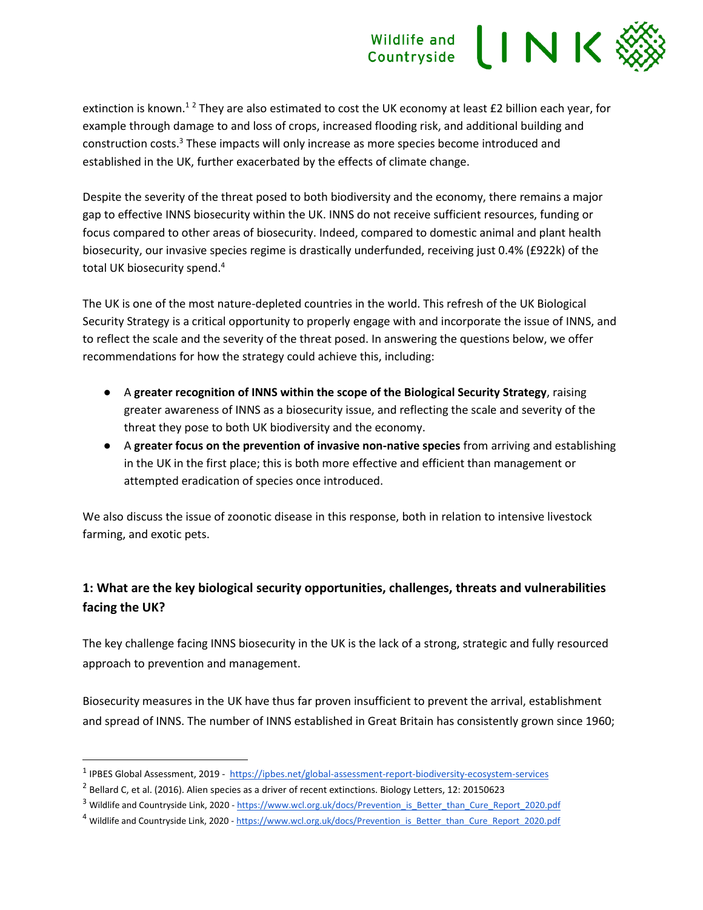extinction is known.[1] [2] They are also estimated to cost the UK economy at least £2 billion each year, for example through damage to and loss of crops, increased flooding risk, and additional building and construction costs.[3] These impacts will only increase as more species become introduced and established in the UK, further exacerbated by the effects of climate change.

Despite the severity of the threat posed to both biodiversity and the economy, there remains a major gap to effective INNS biosecurity within the UK. INNS do not receive sufficient resources, funding or focus compared to other areas of biosecurity. Indeed, compared to domestic animal and plant health biosecurity, our invasive species regime is drastically underfunded, receiving just 0.4% (£922k) of the total UK biosecurity spend.[4]

The UK is one of the most nature-depleted countries in the world. This refresh of the UK Biological Security Strategy is a critical opportunity to properly engage with and incorporate the issue of INNS, and to reflect the scale and the severity of the threat posed. In answering the questions below, we offer recommendations for how the strategy could achieve this, including:

- A **greater recognition of INNS within the scope of the Biological Security Strategy**, raising greater awareness of INNS as a biosecurity issue, and reflecting the scale and severity of the threat they pose to both UK biodiversity and the economy.
- A **greater focus on the prevention of invasive non-native species** from arriving and establishing in the UK in the first place; this is both more effective and efficient than management or attempted eradication of species once introduced.

We also discuss the issue of zoonotic disease in this response, both in relation to intensive livestock farming, and exotic pets.

## 1: What are the key biological security opportunities, challenges, threats and vulnerabilities facing the UK?

The key challenge facing INNS biosecurity in the UK is the lack of a strong, strategic and fully resourced approach to prevention and management.

Biosecurity measures in the UK have thus far proven insufficient to prevent the arrival, establishment and spread of INNS. The number of INNS established in Great Britain has consistently grown since 1960;

---

[1] IPBES Global Assessment, 2019 - https://ipbes.net/global-assessment-report-biodiversity-ecosystem-services

[2] Bellard C, et al. (2016). Alien species as a driver of recent extinctions. Biology Letters, 12: 20150623

[3] Wildlife and Countryside Link, 2020 - https://www.wcl.org.uk/docs/Prevention_is_Better_than_Cure_Report_2020.pdf

[4] Wildlife and Countryside Link, 2020 - https://www.wcl.org.uk/docs/Prevention_is_Better_than_Cure_Report_2020.pdf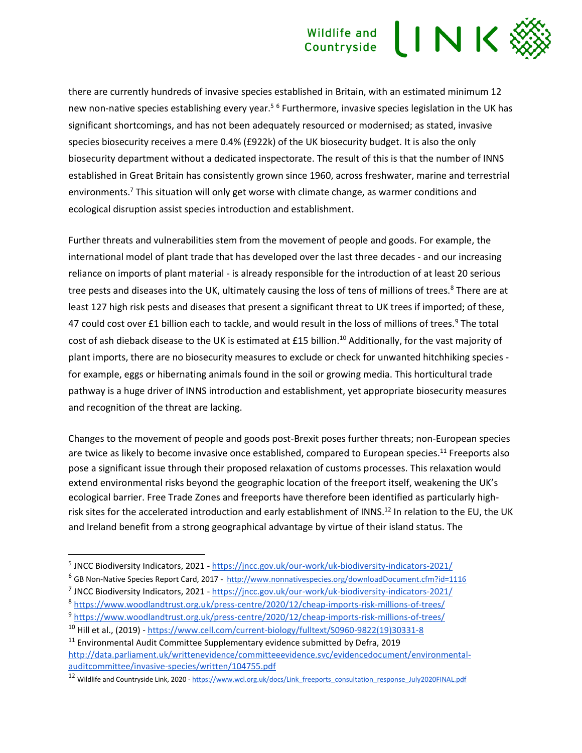there are currently hundreds of invasive species established in Britain, with an estimated minimum 12 new non-native species establishing every year.[5] [6] Furthermore, invasive species legislation in the UK has significant shortcomings, and has not been adequately resourced or modernised; as stated, invasive species biosecurity receives a mere 0.4% (£922k) of the UK biosecurity budget. It is also the only biosecurity department without a dedicated inspectorate. The result of this is that the number of INNS established in Great Britain has consistently grown since 1960, across freshwater, marine and terrestrial environments.[7] This situation will only get worse with climate change, as warmer conditions and ecological disruption assist species introduction and establishment.

Further threats and vulnerabilities stem from the movement of people and goods. For example, the international model of plant trade that has developed over the last three decades - and our increasing reliance on imports of plant material - is already responsible for the introduction of at least 20 serious tree pests and diseases into the UK, ultimately causing the loss of tens of millions of trees.[8] There are at least 127 high risk pests and diseases that present a significant threat to UK trees if imported; of these, 47 could cost over £1 billion each to tackle, and would result in the loss of millions of trees.[9] The total cost of ash dieback disease to the UK is estimated at £15 billion.[10] Additionally, for the vast majority of plant imports, there are no biosecurity measures to exclude or check for unwanted hitchhiking species - for example, eggs or hibernating animals found in the soil or growing media. This horticultural trade pathway is a huge driver of INNS introduction and establishment, yet appropriate biosecurity measures and recognition of the threat are lacking.

Changes to the movement of people and goods post-Brexit poses further threats; non-European species are twice as likely to become invasive once established, compared to European species.[11] Freeports also pose a significant issue through their proposed relaxation of customs processes. This relaxation would extend environmental risks beyond the geographic location of the freeport itself, weakening the UK's ecological barrier. Free Trade Zones and freeports have therefore been identified as particularly high-risk sites for the accelerated introduction and early establishment of INNS.[12] In relation to the EU, the UK and Ireland benefit from a strong geographical advantage by virtue of their island status. The

---

[5] JNCC Biodiversity Indicators, 2021 - https://jncc.gov.uk/our-work/uk-biodiversity-indicators-2021/

[6] GB Non-Native Species Report Card, 2017 - http://www.nonnativespecies.org/downloadDocument.cfm?id=1116

[7] JNCC Biodiversity Indicators, 2021 - https://jncc.gov.uk/our-work/uk-biodiversity-indicators-2021/

[8] https://www.woodlandtrust.org.uk/press-centre/2020/12/cheap-imports-risk-millions-of-trees/

[9] https://www.woodlandtrust.org.uk/press-centre/2020/12/cheap-imports-risk-millions-of-trees/

[10] Hill et al., (2019) - https://www.cell.com/current-biology/fulltext/S0960-9822(19)30331-8

[11] Environmental Audit Committee Supplementary evidence submitted by Defra, 2019 http://data.parliament.uk/writtenevidence/committeeevidence.svc/evidencedocument/environmental-auditcommittee/invasive-species/written/104755.pdf

[12] Wildlife and Countryside Link, 2020 - https://www.wcl.org.uk/docs/Link_freeports_consultation_response_July2020FINAL.pdf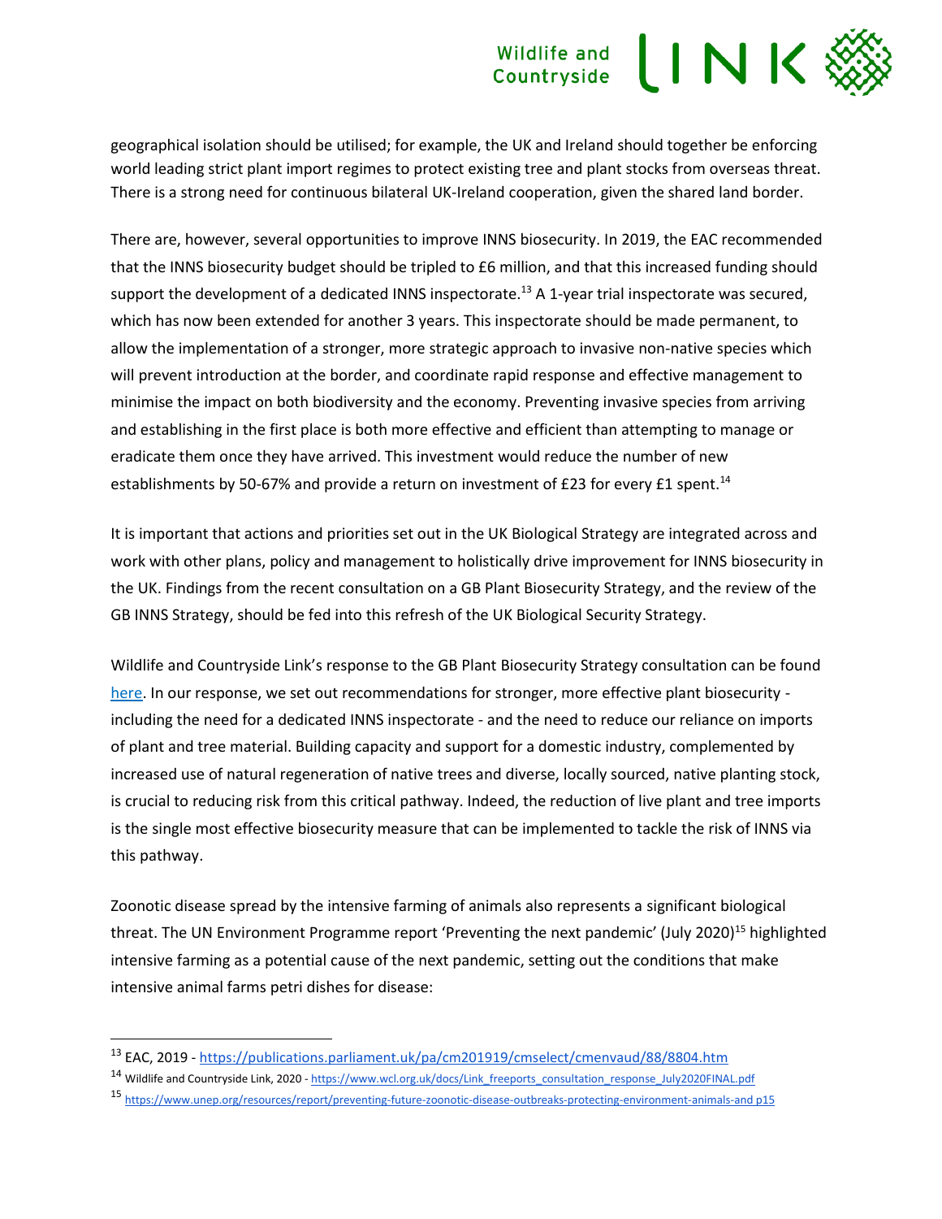geographical isolation should be utilised; for example, the UK and Ireland should together be enforcing world leading strict plant import regimes to protect existing tree and plant stocks from overseas threat. There is a strong need for continuous bilateral UK-Ireland cooperation, given the shared land border.

There are, however, several opportunities to improve INNS biosecurity. In 2019, the EAC recommended that the INNS biosecurity budget should be tripled to £6 million, and that this increased funding should support the development of a dedicated INNS inspectorate.[13] A 1-year trial inspectorate was secured, which has now been extended for another 3 years. This inspectorate should be made permanent, to allow the implementation of a stronger, more strategic approach to invasive non-native species which will prevent introduction at the border, and coordinate rapid response and effective management to minimise the impact on both biodiversity and the economy. Preventing invasive species from arriving and establishing in the first place is both more effective and efficient than attempting to manage or eradicate them once they have arrived. This investment would reduce the number of new establishments by 50-67% and provide a return on investment of £23 for every £1 spent.[14]

It is important that actions and priorities set out in the UK Biological Strategy are integrated across and work with other plans, policy and management to holistically drive improvement for INNS biosecurity in the UK. Findings from the recent consultation on a GB Plant Biosecurity Strategy, and the review of the GB INNS Strategy, should be fed into this refresh of the UK Biological Security Strategy.

Wildlife and Countryside Link's response to the GB Plant Biosecurity Strategy consultation can be found [here](). In our response, we set out recommendations for stronger, more effective plant biosecurity - including the need for a dedicated INNS inspectorate - and the need to reduce our reliance on imports of plant and tree material. Building capacity and support for a domestic industry, complemented by increased use of natural regeneration of native trees and diverse, locally sourced, native planting stock, is crucial to reducing risk from this critical pathway. Indeed, the reduction of live plant and tree imports is the single most effective biosecurity measure that can be implemented to tackle the risk of INNS via this pathway.

Zoonotic disease spread by the intensive farming of animals also represents a significant biological threat. The UN Environment Programme report 'Preventing the next pandemic' (July 2020)[15] highlighted intensive farming as a potential cause of the next pandemic, setting out the conditions that make intensive animal farms petri dishes for disease:

---

[13] EAC, 2019 - https://publications.parliament.uk/pa/cm201919/cmselect/cmenvaud/88/8804.htm

[14] Wildlife and Countryside Link, 2020 - https://www.wcl.org.uk/docs/Link_freeports_consultation_response_July2020FINAL.pdf

[15] https://www.unep.org/resources/report/preventing-future-zoonotic-disease-outbreaks-protecting-environment-animals-and p15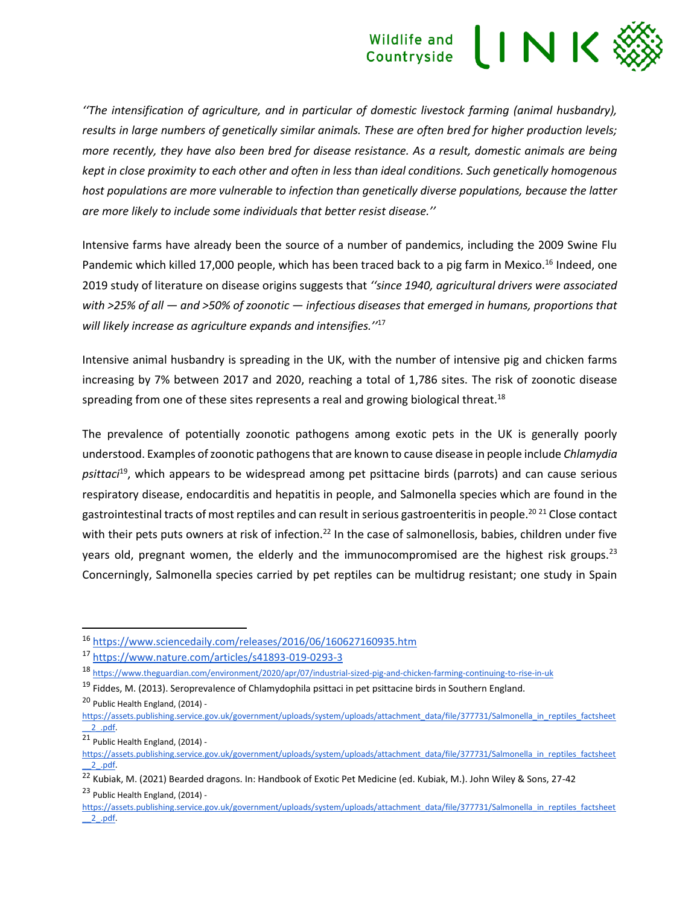*''The intensification of agriculture, and in particular of domestic livestock farming (animal husbandry), results in large numbers of genetically similar animals. These are often bred for higher production levels; more recently, they have also been bred for disease resistance. As a result, domestic animals are being kept in close proximity to each other and often in less than ideal conditions. Such genetically homogenous host populations are more vulnerable to infection than genetically diverse populations, because the latter are more likely to include some individuals that better resist disease.''*

Intensive farms have already been the source of a number of pandemics, including the 2009 Swine Flu Pandemic which killed 17,000 people, which has been traced back to a pig farm in Mexico.[16] Indeed, one 2019 study of literature on disease origins suggests that *''since 1940, agricultural drivers were associated with >25% of all — and >50% of zoonotic — infectious diseases that emerged in humans, proportions that will likely increase as agriculture expands and intensifies.''*[17]

Intensive animal husbandry is spreading in the UK, with the number of intensive pig and chicken farms increasing by 7% between 2017 and 2020, reaching a total of 1,786 sites. The risk of zoonotic disease spreading from one of these sites represents a real and growing biological threat.[18]

The prevalence of potentially zoonotic pathogens among exotic pets in the UK is generally poorly understood. Examples of zoonotic pathogens that are known to cause disease in people include *Chlamydia psittaci*[19], which appears to be widespread among pet psittacine birds (parrots) and can cause serious respiratory disease, endocarditis and hepatitis in people, and Salmonella species which are found in the gastrointestinal tracts of most reptiles and can result in serious gastroenteritis in people.[20] [21] Close contact with their pets puts owners at risk of infection.[22] In the case of salmonellosis, babies, children under five years old, pregnant women, the elderly and the immunocompromised are the highest risk groups.[23] Concerningly, Salmonella species carried by pet reptiles can be multidrug resistant; one study in Spain

---

[16] https://www.sciencedaily.com/releases/2016/06/160627160935.htm

[17] https://www.nature.com/articles/s41893-019-0293-3

[18] https://www.theguardian.com/environment/2020/apr/07/industrial-sized-pig-and-chicken-farming-continuing-to-rise-in-uk

[19] Fiddes, M. (2013). Seroprevalence of Chlamydophila psittaci in pet psittacine birds in Southern England.

[20] Public Health England, (2014) - https://assets.publishing.service.gov.uk/government/uploads/system/uploads/attachment_data/file/377731/Salmonella_in_reptiles_factsheet__2_.pdf.

[21] Public Health England, (2014) - https://assets.publishing.service.gov.uk/government/uploads/system/uploads/attachment_data/file/377731/Salmonella_in_reptiles_factsheet__2_.pdf.

[22] Kubiak, M. (2021) Bearded dragons. In: Handbook of Exotic Pet Medicine (ed. Kubiak, M.). John Wiley & Sons, 27-42

[23] Public Health England, (2014) - https://assets.publishing.service.gov.uk/government/uploads/system/uploads/attachment_data/file/377731/Salmonella_in_reptiles_factsheet__2_.pdf.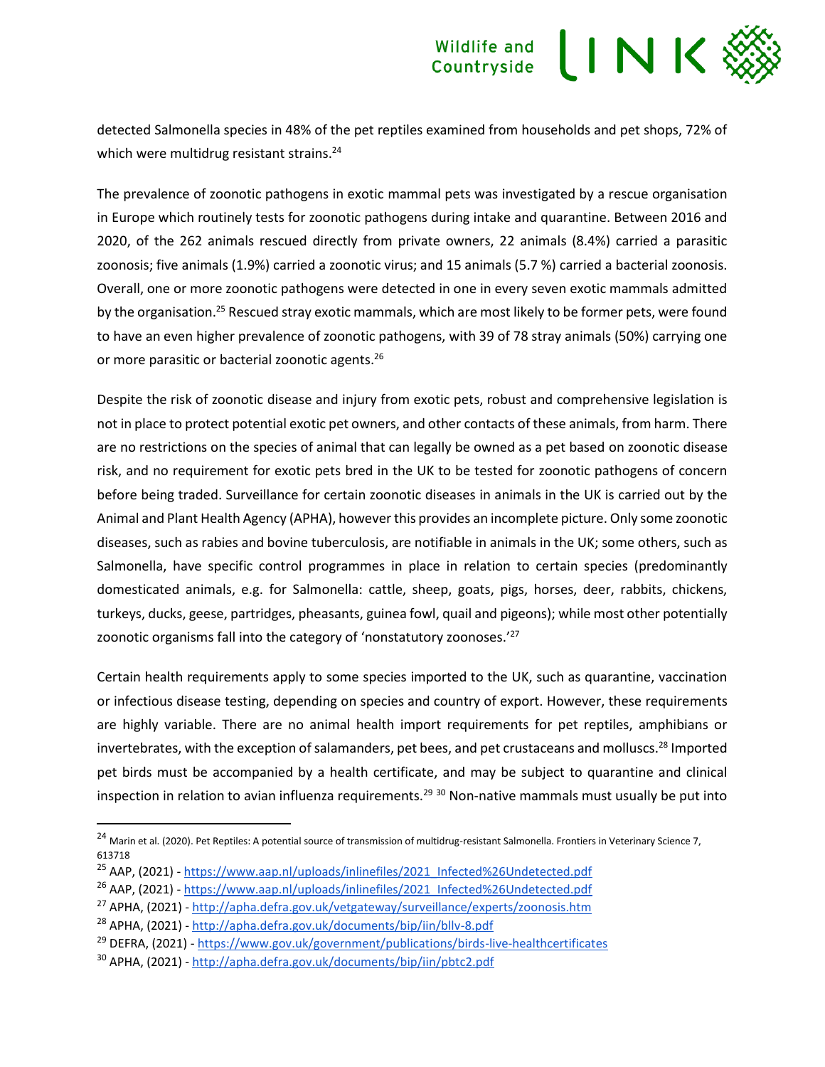detected Salmonella species in 48% of the pet reptiles examined from households and pet shops, 72% of which were multidrug resistant strains.[24]

The prevalence of zoonotic pathogens in exotic mammal pets was investigated by a rescue organisation in Europe which routinely tests for zoonotic pathogens during intake and quarantine. Between 2016 and 2020, of the 262 animals rescued directly from private owners, 22 animals (8.4%) carried a parasitic zoonosis; five animals (1.9%) carried a zoonotic virus; and 15 animals (5.7 %) carried a bacterial zoonosis. Overall, one or more zoonotic pathogens were detected in one in every seven exotic mammals admitted by the organisation.[25] Rescued stray exotic mammals, which are most likely to be former pets, were found to have an even higher prevalence of zoonotic pathogens, with 39 of 78 stray animals (50%) carrying one or more parasitic or bacterial zoonotic agents.[26]

Despite the risk of zoonotic disease and injury from exotic pets, robust and comprehensive legislation is not in place to protect potential exotic pet owners, and other contacts of these animals, from harm. There are no restrictions on the species of animal that can legally be owned as a pet based on zoonotic disease risk, and no requirement for exotic pets bred in the UK to be tested for zoonotic pathogens of concern before being traded. Surveillance for certain zoonotic diseases in animals in the UK is carried out by the Animal and Plant Health Agency (APHA), however this provides an incomplete picture. Only some zoonotic diseases, such as rabies and bovine tuberculosis, are notifiable in animals in the UK; some others, such as Salmonella, have specific control programmes in place in relation to certain species (predominantly domesticated animals, e.g. for Salmonella: cattle, sheep, goats, pigs, horses, deer, rabbits, chickens, turkeys, ducks, geese, partridges, pheasants, guinea fowl, quail and pigeons); while most other potentially zoonotic organisms fall into the category of 'nonstatutory zoonoses.'[27]

Certain health requirements apply to some species imported to the UK, such as quarantine, vaccination or infectious disease testing, depending on species and country of export. However, these requirements are highly variable. There are no animal health import requirements for pet reptiles, amphibians or invertebrates, with the exception of salamanders, pet bees, and pet crustaceans and molluscs.[28] Imported pet birds must be accompanied by a health certificate, and may be subject to quarantine and clinical inspection in relation to avian influenza requirements.[29] [30] Non-native mammals must usually be put into

---

[24] Marin et al. (2020). Pet Reptiles: A potential source of transmission of multidrug-resistant Salmonella. Frontiers in Veterinary Science 7, 613718

[25] AAP, (2021) - https://www.aap.nl/uploads/inlinefiles/2021_Infected%26Undetected.pdf

[26] AAP, (2021) - https://www.aap.nl/uploads/inlinefiles/2021_Infected%26Undetected.pdf

[27] APHA, (2021) - http://apha.defra.gov.uk/vetgateway/surveillance/experts/zoonosis.htm

[28] APHA, (2021) - http://apha.defra.gov.uk/documents/bip/iin/bllv-8.pdf

[29] DEFRA, (2021) - https://www.gov.uk/government/publications/birds-live-healthcertificates

[30] APHA, (2021) - http://apha.defra.gov.uk/documents/bip/iin/pbtc2.pdf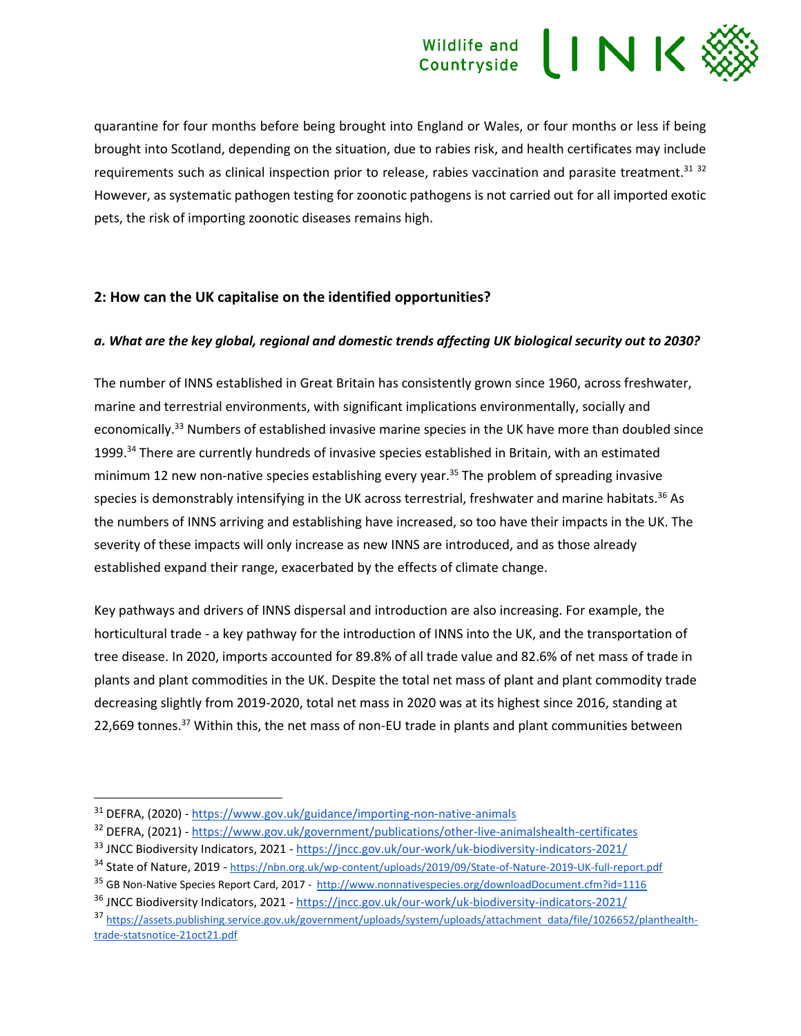quarantine for four months before being brought into England or Wales, or four months or less if being brought into Scotland, depending on the situation, due to rabies risk, and health certificates may include requirements such as clinical inspection prior to release, rabies vaccination and parasite treatment.[31] [32] However, as systematic pathogen testing for zoonotic pathogens is not carried out for all imported exotic pets, the risk of importing zoonotic diseases remains high.

## 2: How can the UK capitalise on the identified opportunities?

### *a. What are the key global, regional and domestic trends affecting UK biological security out to 2030?*

The number of INNS established in Great Britain has consistently grown since 1960, across freshwater, marine and terrestrial environments, with significant implications environmentally, socially and economically.[33] Numbers of established invasive marine species in the UK have more than doubled since 1999.[34] There are currently hundreds of invasive species established in Britain, with an estimated minimum 12 new non-native species establishing every year.[35] The problem of spreading invasive species is demonstrably intensifying in the UK across terrestrial, freshwater and marine habitats.[36] As the numbers of INNS arriving and establishing have increased, so too have their impacts in the UK. The severity of these impacts will only increase as new INNS are introduced, and as those already established expand their range, exacerbated by the effects of climate change.

Key pathways and drivers of INNS dispersal and introduction are also increasing. For example, the horticultural trade - a key pathway for the introduction of INNS into the UK, and the transportation of tree disease. In 2020, imports accounted for 89.8% of all trade value and 82.6% of net mass of trade in plants and plant commodities in the UK. Despite the total net mass of plant and plant commodity trade decreasing slightly from 2019-2020, total net mass in 2020 was at its highest since 2016, standing at 22,669 tonnes.[37] Within this, the net mass of non-EU trade in plants and plant communities between

---

[31] DEFRA, (2020) - https://www.gov.uk/guidance/importing-non-native-animals

[32] DEFRA, (2021) - https://www.gov.uk/government/publications/other-live-animalshealth-certificates

[33] JNCC Biodiversity Indicators, 2021 - https://jncc.gov.uk/our-work/uk-biodiversity-indicators-2021/

[34] State of Nature, 2019 - https://nbn.org.uk/wp-content/uploads/2019/09/State-of-Nature-2019-UK-full-report.pdf

[35] GB Non-Native Species Report Card, 2017 - http://www.nonnativespecies.org/downloadDocument.cfm?id=1116

[36] JNCC Biodiversity Indicators, 2021 - https://jncc.gov.uk/our-work/uk-biodiversity-indicators-2021/

[37] https://assets.publishing.service.gov.uk/government/uploads/system/uploads/attachment_data/file/1026652/planthealth-trade-statsnotice-21oct21.pdf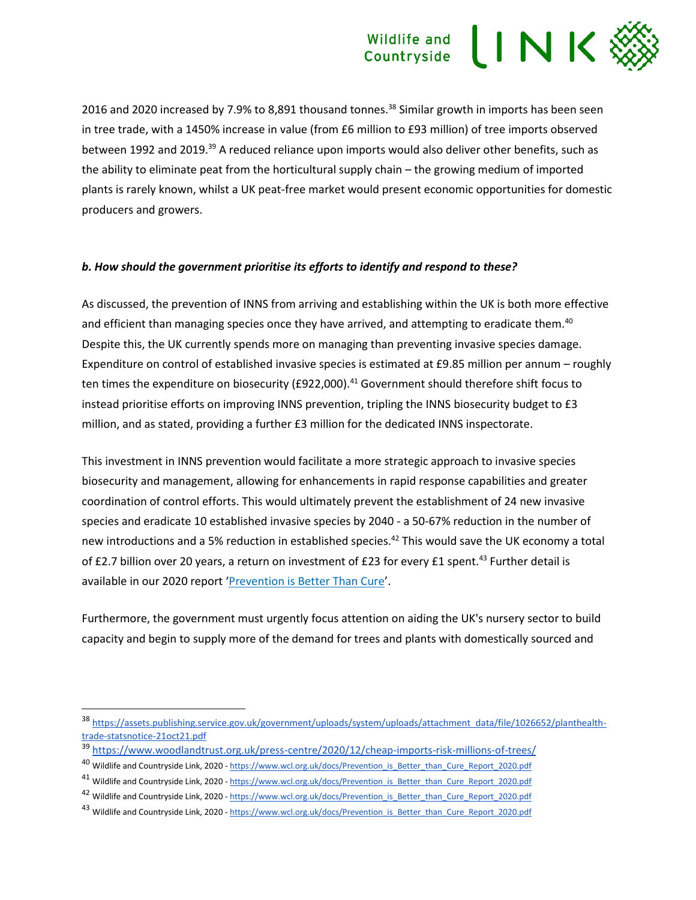2016 and 2020 increased by 7.9% to 8,891 thousand tonnes.[38] Similar growth in imports has been seen in tree trade, with a 1450% increase in value (from £6 million to £93 million) of tree imports observed between 1992 and 2019.[39] A reduced reliance upon imports would also deliver other benefits, such as the ability to eliminate peat from the horticultural supply chain – the growing medium of imported plants is rarely known, whilst a UK peat-free market would present economic opportunities for domestic producers and growers.

***b. How should the government prioritise its efforts to identify and respond to these?***

As discussed, the prevention of INNS from arriving and establishing within the UK is both more effective and efficient than managing species once they have arrived, and attempting to eradicate them.[40] Despite this, the UK currently spends more on managing than preventing invasive species damage. Expenditure on control of established invasive species is estimated at £9.85 million per annum – roughly ten times the expenditure on biosecurity (£922,000).[41] Government should therefore shift focus to instead prioritise efforts on improving INNS prevention, tripling the INNS biosecurity budget to £3 million, and as stated, providing a further £3 million for the dedicated INNS inspectorate.

This investment in INNS prevention would facilitate a more strategic approach to invasive species biosecurity and management, allowing for enhancements in rapid response capabilities and greater coordination of control efforts. This would ultimately prevent the establishment of 24 new invasive species and eradicate 10 established invasive species by 2040 - a 50-67% reduction in the number of new introductions and a 5% reduction in established species.[42] This would save the UK economy a total of £2.7 billion over 20 years, a return on investment of £23 for every £1 spent.[43] Further detail is available in our 2020 report '[Prevention is Better Than Cure](https://www.wcl.org.uk/docs/Prevention_is_Better_than_Cure_Report_2020.pdf)'.

Furthermore, the government must urgently focus attention on aiding the UK's nursery sector to build capacity and begin to supply more of the demand for trees and plants with domestically sourced and

---

[38] https://assets.publishing.service.gov.uk/government/uploads/system/uploads/attachment_data/file/1026652/planthealth-trade-statsnotice-21oct21.pdf

[39] https://www.woodlandtrust.org.uk/press-centre/2020/12/cheap-imports-risk-millions-of-trees/

[40] Wildlife and Countryside Link, 2020 - https://www.wcl.org.uk/docs/Prevention_is_Better_than_Cure_Report_2020.pdf

[41] Wildlife and Countryside Link, 2020 - https://www.wcl.org.uk/docs/Prevention_is_Better_than_Cure_Report_2020.pdf

[42] Wildlife and Countryside Link, 2020 - https://www.wcl.org.uk/docs/Prevention_is_Better_than_Cure_Report_2020.pdf

[43] Wildlife and Countryside Link, 2020 - https://www.wcl.org.uk/docs/Prevention_is_Better_than_Cure_Report_2020.pdf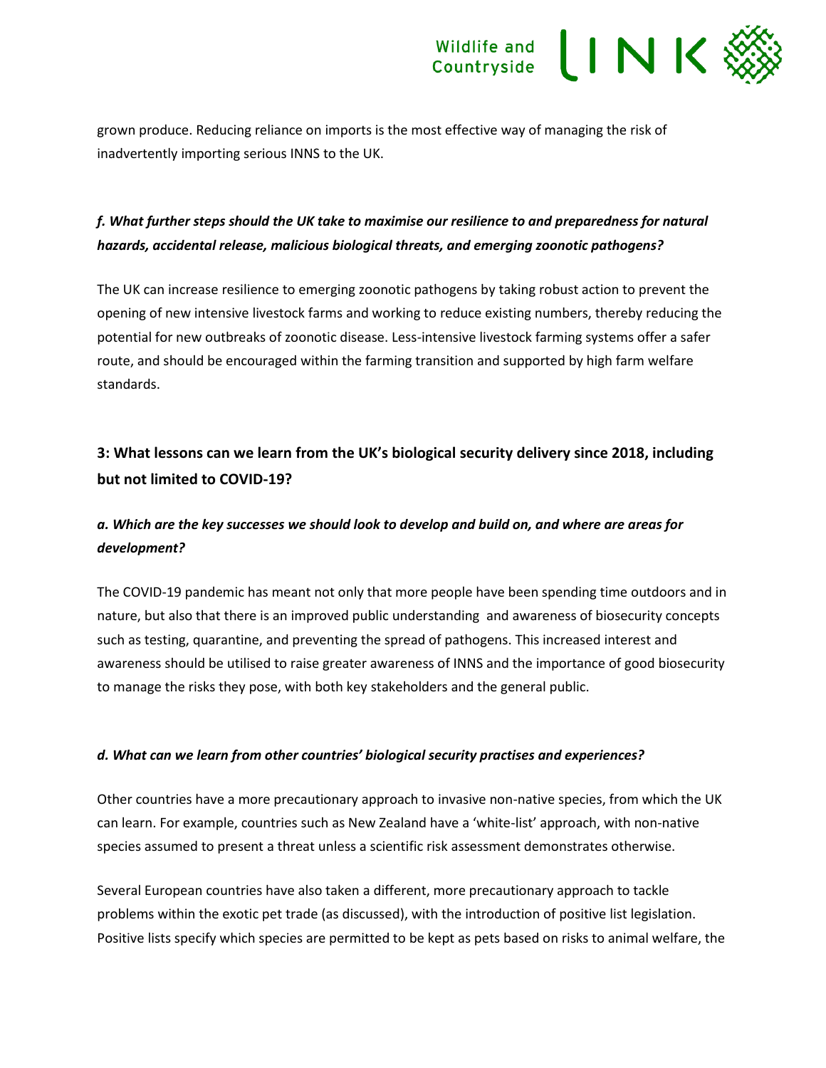grown produce. Reducing reliance on imports is the most effective way of managing the risk of inadvertently importing serious INNS to the UK.

### *f. What further steps should the UK take to maximise our resilience to and preparedness for natural hazards, accidental release, malicious biological threats, and emerging zoonotic pathogens?*

The UK can increase resilience to emerging zoonotic pathogens by taking robust action to prevent the opening of new intensive livestock farms and working to reduce existing numbers, thereby reducing the potential for new outbreaks of zoonotic disease. Less-intensive livestock farming systems offer a safer route, and should be encouraged within the farming transition and supported by high farm welfare standards.

## 3: What lessons can we learn from the UK's biological security delivery since 2018, including but not limited to COVID-19?

### *a. Which are the key successes we should look to develop and build on, and where are areas for development?*

The COVID-19 pandemic has meant not only that more people have been spending time outdoors and in nature, but also that there is an improved public understanding and awareness of biosecurity concepts such as testing, quarantine, and preventing the spread of pathogens. This increased interest and awareness should be utilised to raise greater awareness of INNS and the importance of good biosecurity to manage the risks they pose, with both key stakeholders and the general public.

### *d. What can we learn from other countries' biological security practises and experiences?*

Other countries have a more precautionary approach to invasive non-native species, from which the UK can learn. For example, countries such as New Zealand have a 'white-list' approach, with non-native species assumed to present a threat unless a scientific risk assessment demonstrates otherwise.

Several European countries have also taken a different, more precautionary approach to tackle problems within the exotic pet trade (as discussed), with the introduction of positive list legislation. Positive lists specify which species are permitted to be kept as pets based on risks to animal welfare, the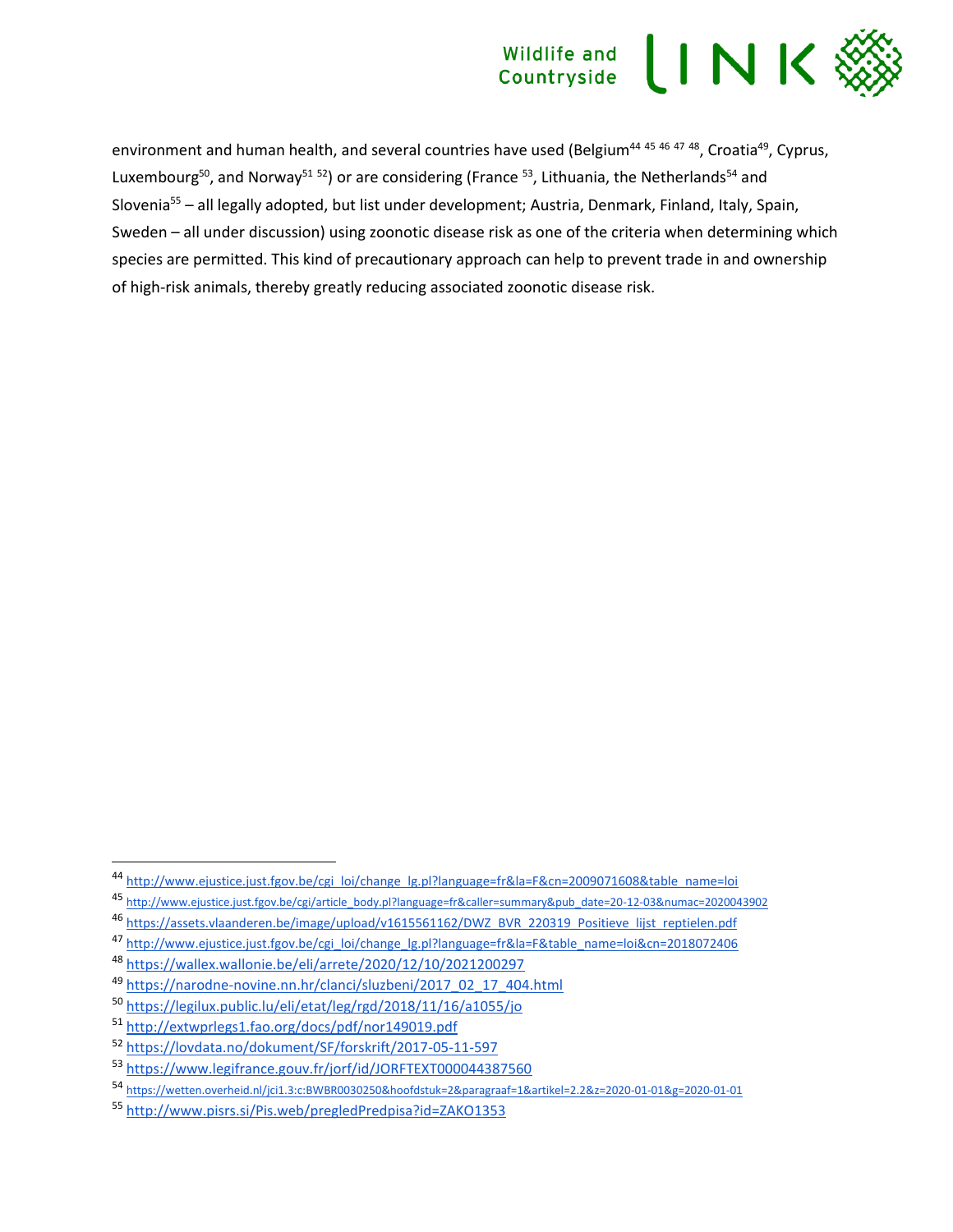environment and human health, and several countries have used (Belgium[44] [45] [46] [47] [48], Croatia[49], Cyprus, Luxembourg[50], and Norway[51] [52]) or are considering (France [53], Lithuania, the Netherlands[54] and Slovenia[55] – all legally adopted, but list under development; Austria, Denmark, Finland, Italy, Spain, Sweden – all under discussion) using zoonotic disease risk as one of the criteria when determining which species are permitted. This kind of precautionary approach can help to prevent trade in and ownership of high-risk animals, thereby greatly reducing associated zoonotic disease risk.

---

[44] http://www.ejustice.just.fgov.be/cgi_loi/change_lg.pl?language=fr&la=F&cn=2009071608&table_name=loi

[45] http://www.ejustice.just.fgov.be/cgi/article_body.pl?language=fr&caller=summary&pub_date=20-12-03&numac=2020043902

[46] https://assets.vlaanderen.be/image/upload/v1615561162/DWZ_BVR_220319_Positieve_lijst_reptielen.pdf

[47] http://www.ejustice.just.fgov.be/cgi_loi/change_lg.pl?language=fr&la=F&table_name=loi&cn=2018072406

[48] https://wallex.wallonie.be/eli/arrete/2020/12/10/2021200297

[49] https://narodne-novine.nn.hr/clanci/sluzbeni/2017_02_17_404.html

[50] https://legilux.public.lu/eli/etat/leg/rgd/2018/11/16/a1055/jo

[51] http://extwprlegs1.fao.org/docs/pdf/nor149019.pdf

[52] https://lovdata.no/dokument/SF/forskrift/2017-05-11-597

[53] https://www.legifrance.gouv.fr/jorf/id/JORFTEXT000044387560

[54] https://wetten.overheid.nl/jci1.3:c:BWBR0030250&hoofdstuk=2&paragraaf=1&artikel=2.2&z=2020-01-01&g=2020-01-01

[55] http://www.pisrs.si/Pis.web/pregledPredpisa?id=ZAKO1353